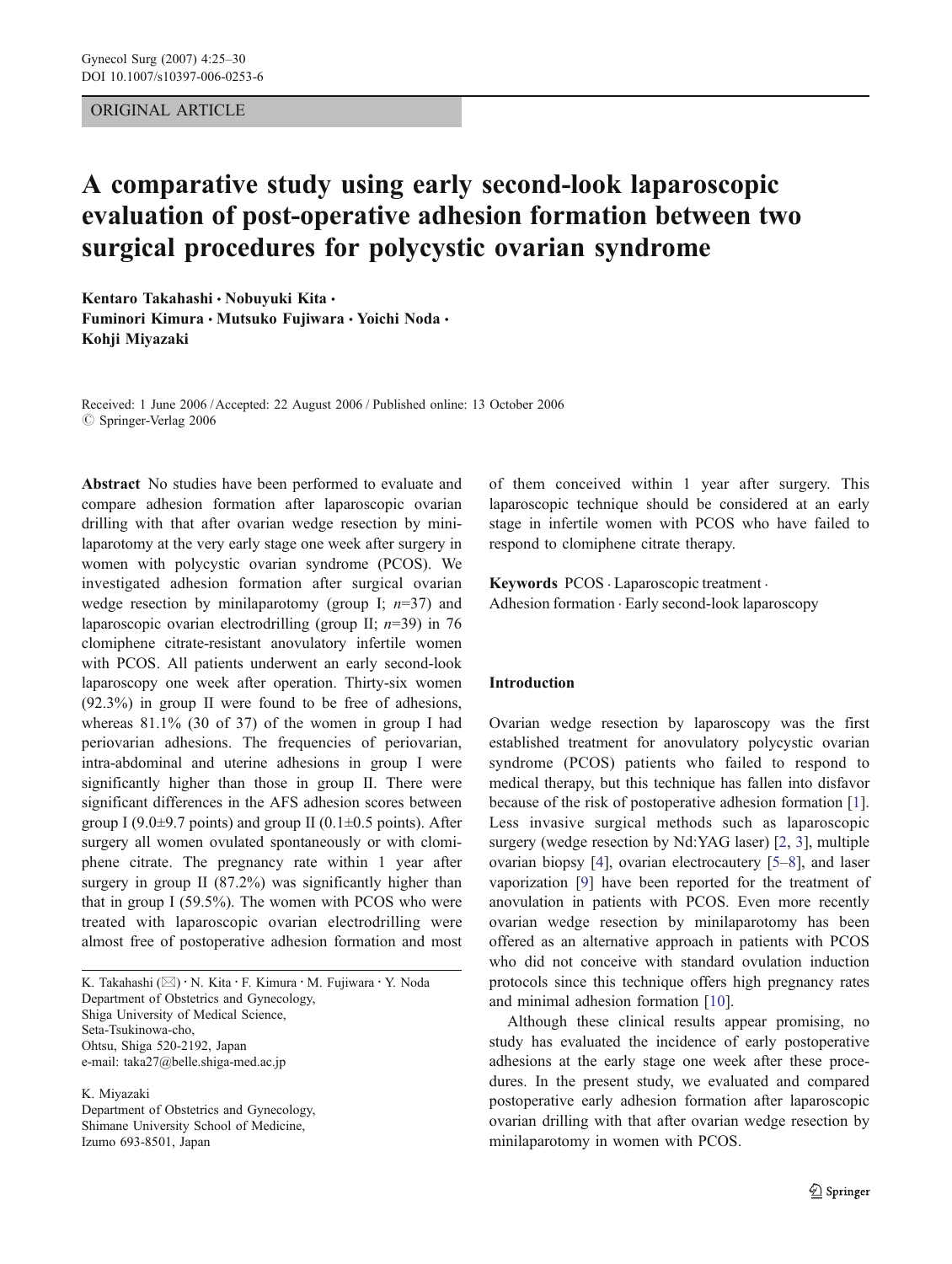ORIGINAL ARTICLE

# A comparative study using early second-look laparoscopic evaluation of post-operative adhesion formation between two surgical procedures for polycystic ovarian syndrome

Kentaro Takahashi · Nobuyuki Kita · Fuminori Kimura · Mutsuko Fujiwara · Yoichi Noda · Kohji Miyazaki

Received: 1 June 2006 / Accepted: 22 August 2006 / Published online: 13 October 2006
© Springer-Verlag 2006

**Abstract** No studies have been performed to evaluate and compare adhesion formation after laparoscopic ovarian drilling with that after ovarian wedge resection by minilaparotomy at the very early stage one week after surgery in women with polycystic ovarian syndrome (PCOS). We investigated adhesion formation after surgical ovarian wedge resection by minilaparotomy (group I; *n*=37) and laparoscopic ovarian electrodrilling (group II; *n*=39) in 76 clomiphene citrate-resistant anovulatory infertile women with PCOS. All patients underwent an early second-look laparoscopy one week after operation. Thirty-six women (92.3%) in group II were found to be free of adhesions, whereas 81.1% (30 of 37) of the women in group I had periovarian adhesions. The frequencies of periovarian, intra-abdominal and uterine adhesions in group I were significantly higher than those in group II. There were significant differences in the AFS adhesion scores between group I (9.0±9.7 points) and group II (0.1±0.5 points). After surgery all women ovulated spontaneously or with clomiphene citrate. The pregnancy rate within 1 year after surgery in group II (87.2%) was significantly higher than that in group I (59.5%). The women with PCOS who were treated with laparoscopic ovarian electrodrilling were almost free of postoperative adhesion formation and most of them conceived within 1 year after surgery. This laparoscopic technique should be considered at an early stage in infertile women with PCOS who have failed to respond to clomiphene citrate therapy.

**Keywords** PCOS · Laparoscopic treatment · Adhesion formation · Early second-look laparoscopy

K. Takahashi (✉) · N. Kita · F. Kimura · M. Fujiwara · Y. Noda
Department of Obstetrics and Gynecology,
Shiga University of Medical Science,
Seta-Tsukinowa-cho,
Ohtsu, Shiga 520-2192, Japan
e-mail: taka27@belle.shiga-med.ac.jp

K. Miyazaki
Department of Obstetrics and Gynecology,
Shimane University School of Medicine,
Izumo 693-8501, Japan

## Introduction

Ovarian wedge resection by laparoscopy was the first established treatment for anovulatory polycystic ovarian syndrome (PCOS) patients who failed to respond to medical therapy, but this technique has fallen into disfavor because of the risk of postoperative adhesion formation [1]. Less invasive surgical methods such as laparoscopic surgery (wedge resection by Nd:YAG laser) [2, 3], multiple ovarian biopsy [4], ovarian electrocautery [5–8], and laser vaporization [9] have been reported for the treatment of anovulation in patients with PCOS. Even more recently ovarian wedge resection by minilaparotomy has been offered as an alternative approach in patients with PCOS who did not conceive with standard ovulation induction protocols since this technique offers high pregnancy rates and minimal adhesion formation [10].

Although these clinical results appear promising, no study has evaluated the incidence of early postoperative adhesions at the early stage one week after these procedures. In the present study, we evaluated and compared postoperative early adhesion formation after laparoscopic ovarian drilling with that after ovarian wedge resection by minilaparotomy in women with PCOS.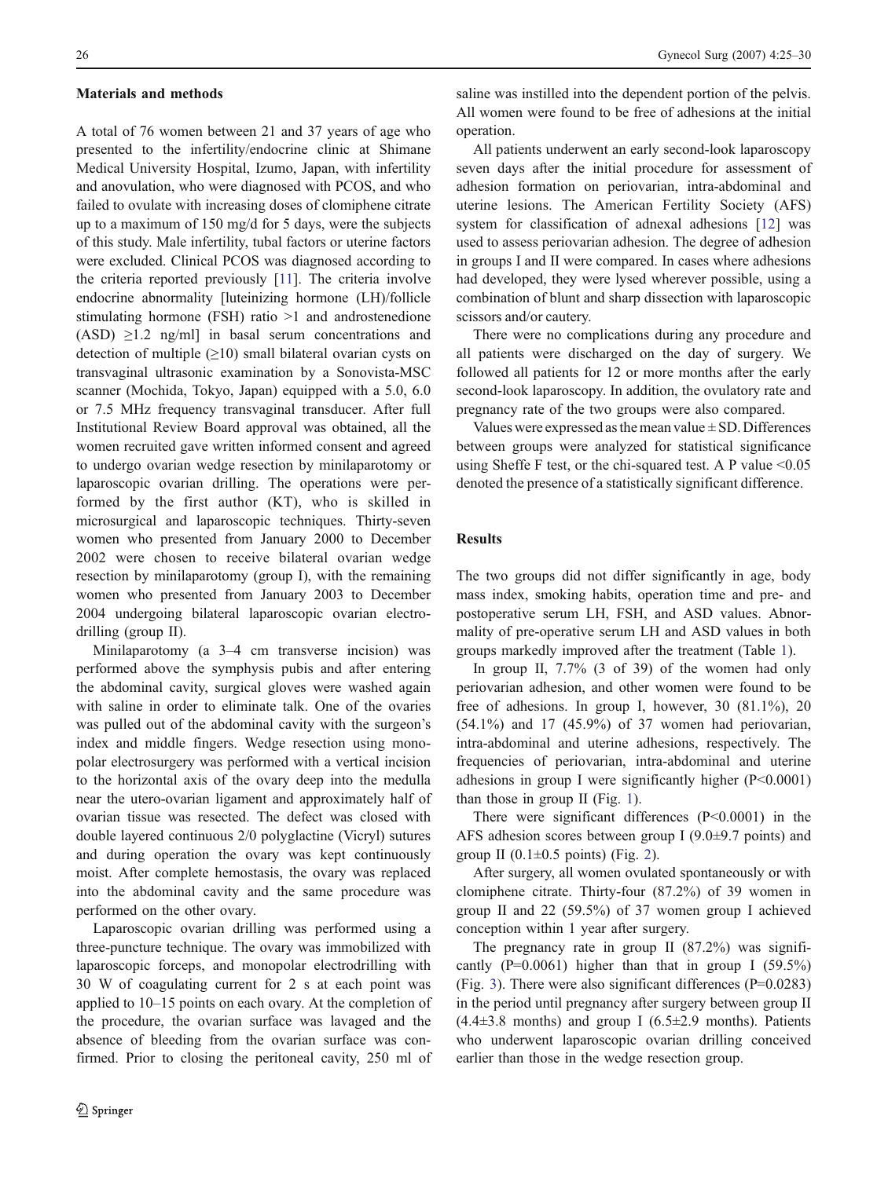### Materials and methods

A total of 76 women between 21 and 37 years of age who presented to the infertility/endocrine clinic at Shimane Medical University Hospital, Izumo, Japan, with infertility and anovulation, who were diagnosed with PCOS, and who failed to ovulate with increasing doses of clomiphene citrate up to a maximum of 150 mg/d for 5 days, were the subjects of this study. Male infertility, tubal factors or uterine factors were excluded. Clinical PCOS was diagnosed according to the criteria reported previously [11]. The criteria involve endocrine abnormality [luteinizing hormone (LH)/follicle stimulating hormone (FSH) ratio >1 and androstenedione (ASD) ≥1.2 ng/ml] in basal serum concentrations and detection of multiple (≥10) small bilateral ovarian cysts on transvaginal ultrasonic examination by a Sonovista-MSC scanner (Mochida, Tokyo, Japan) equipped with a 5.0, 6.0 or 7.5 MHz frequency transvaginal transducer. After full Institutional Review Board approval was obtained, all the women recruited gave written informed consent and agreed to undergo ovarian wedge resection by minilaparotomy or laparoscopic ovarian drilling. The operations were performed by the first author (KT), who is skilled in microsurgical and laparoscopic techniques. Thirty-seven women who presented from January 2000 to December 2002 were chosen to receive bilateral ovarian wedge resection by minilaparotomy (group I), with the remaining women who presented from January 2003 to December 2004 undergoing bilateral laparoscopic ovarian electrodrilling (group II).

Minilaparotomy (a 3–4 cm transverse incision) was performed above the symphysis pubis and after entering the abdominal cavity, surgical gloves were washed again with saline in order to eliminate talk. One of the ovaries was pulled out of the abdominal cavity with the surgeon's index and middle fingers. Wedge resection using monopolar electrosurgery was performed with a vertical incision to the horizontal axis of the ovary deep into the medulla near the utero-ovarian ligament and approximately half of ovarian tissue was resected. The defect was closed with double layered continuous 2/0 polyglactine (Vicryl) sutures and during operation the ovary was kept continuously moist. After complete hemostasis, the ovary was replaced into the abdominal cavity and the same procedure was performed on the other ovary.

Laparoscopic ovarian drilling was performed using a three-puncture technique. The ovary was immobilized with laparoscopic forceps, and monopolar electrodrilling with 30 W of coagulating current for 2 s at each point was applied to 10–15 points on each ovary. At the completion of the procedure, the ovarian surface was lavaged and the absence of bleeding from the ovarian surface was confirmed. Prior to closing the peritoneal cavity, 250 ml of saline was instilled into the dependent portion of the pelvis. All women were found to be free of adhesions at the initial operation.

All patients underwent an early second-look laparoscopy seven days after the initial procedure for assessment of adhesion formation on periovarian, intra-abdominal and uterine lesions. The American Fertility Society (AFS) system for classification of adnexal adhesions [12] was used to assess periovarian adhesion. The degree of adhesion in groups I and II were compared. In cases where adhesions had developed, they were lysed wherever possible, using a combination of blunt and sharp dissection with laparoscopic scissors and/or cautery.

There were no complications during any procedure and all patients were discharged on the day of surgery. We followed all patients for 12 or more months after the early second-look laparoscopy. In addition, the ovulatory rate and pregnancy rate of the two groups were also compared.

Values were expressed as the mean value ± SD. Differences between groups were analyzed for statistical significance using Sheffe F test, or the chi-squared test. A P value $<0.05$ denoted the presence of a statistically significant difference.

### Results

The two groups did not differ significantly in age, body mass index, smoking habits, operation time and pre- and postoperative serum LH, FSH, and ASD values. Abnormality of pre-operative serum LH and ASD values in both groups markedly improved after the treatment (Table 1).

In group II, 7.7% (3 of 39) of the women had only periovarian adhesion, and other women were found to be free of adhesions. In group I, however, 30 (81.1%), 20 (54.1%) and 17 (45.9%) of 37 women had periovarian, intra-abdominal and uterine adhesions, respectively. The frequencies of periovarian, intra-abdominal and uterine adhesions in group I were significantly higher ($P<0.0001$) than those in group II (Fig. 1).

There were significant differences ($P<0.0001$) in the AFS adhesion scores between group I (9.0±9.7 points) and group II (0.1±0.5 points) (Fig. 2).

After surgery, all women ovulated spontaneously or with clomiphene citrate. Thirty-four (87.2%) of 39 women in group II and 22 (59.5%) of 37 women group I achieved conception within 1 year after surgery.

The pregnancy rate in group II (87.2%) was significantly ($P=0.0061$) higher than that in group I (59.5%) (Fig. 3). There were also significant differences ($P=0.0283$) in the period until pregnancy after surgery between group II (4.4±3.8 months) and group I (6.5±2.9 months). Patients who underwent laparoscopic ovarian drilling conceived earlier than those in the wedge resection group.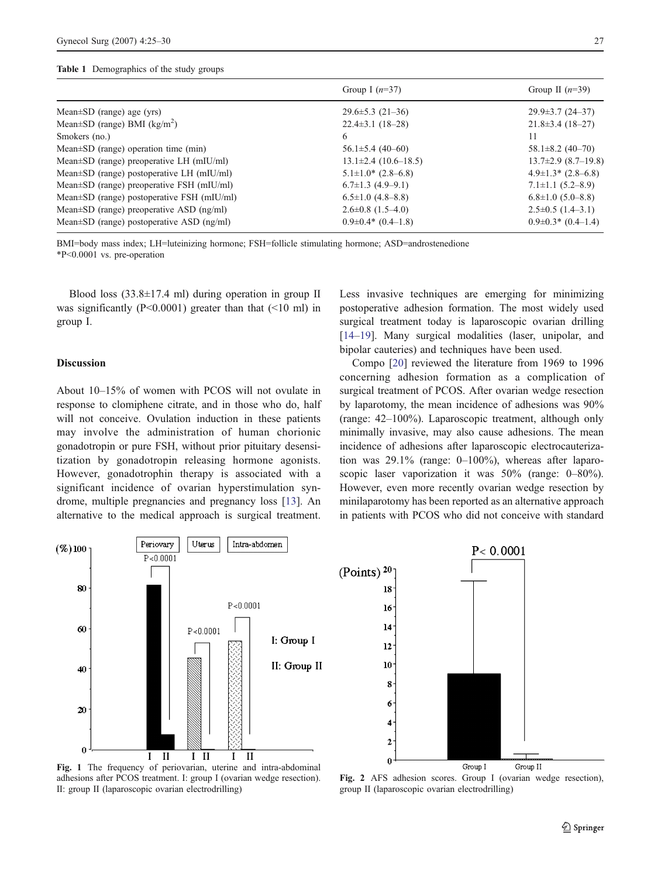**Table 1** Demographics of the study groups

| | Group I ($n$=37) | Group II ($n$=39) |
|---|---|---|
| Mean±SD (range) age (yrs) | 29.6±5.3 (21–36) | 29.9±3.7 (24–37) |
| Mean±SD (range) BMI (kg/m$^2$) | 22.4±3.1 (18–28) | 21.8±3.4 (18–27) |
| Smokers (no.) | 6 | 11 |
| Mean±SD (range) operation time (min) | 56.1±5.4 (40–60) | 58.1±8.2 (40–70) |
| Mean±SD (range) preoperative LH (mIU/ml) | 13.1±2.4 (10.6–18.5) | 13.7±2.9 (8.7–19.8) |
| Mean±SD (range) postoperative LH (mIU/ml) | 5.1±1.0* (2.8–6.8) | 4.9±1.3* (2.8–6.8) |
| Mean±SD (range) preoperative FSH (mIU/ml) | 6.7±1.3 (4.9–9.1) | 7.1±1.1 (5.2–8.9) |
| Mean±SD (range) postoperative FSH (mIU/ml) | 6.5±1.0 (4.8–8.8) | 6.8±1.0 (5.0–8.8) |
| Mean±SD (range) preoperative ASD (ng/ml) | 2.6±0.8 (1.5–4.0) | 2.5±0.5 (1.4–3.1) |
| Mean±SD (range) postoperative ASD (ng/ml) | 0.9±0.4* (0.4–1.8) | 0.9±0.3* (0.4–1.4) |

BMI=body mass index; LH=luteinizing hormone; FSH=follicle stimulating hormone; ASD=androstenedione

*P<0.0001 vs. pre-operation

Blood loss (33.8±17.4 ml) during operation in group II was significantly (P<0.0001) greater than that (<10 ml) in group I.

## Discussion

About 10–15% of women with PCOS will not ovulate in response to clomiphene citrate, and in those who do, half will not conceive. Ovulation induction in these patients may involve the administration of human chorionic gonadotropin or pure FSH, without prior pituitary desensitization by gonadotropin releasing hormone agonists. However, gonadotrophin therapy is associated with a significant incidence of ovarian hyperstimulation syndrome, multiple pregnancies and pregnancy loss [13]. An alternative to the medical approach is surgical treatment. Less invasive techniques are emerging for minimizing postoperative adhesion formation. The most widely used surgical treatment today is laparoscopic ovarian drilling [14–19]. Many surgical modalities (laser, unipolar, and bipolar cauteries) and techniques have been used.

Compo [20] reviewed the literature from 1969 to 1996 concerning adhesion formation as a complication of surgical treatment of PCOS. After ovarian wedge resection by laparotomy, the mean incidence of adhesions was 90% (range: 42–100%). Laparoscopic treatment, although only minimally invasive, may also cause adhesions. The mean incidence of adhesions after laparoscopic electrocauterization was 29.1% (range: 0–100%), whereas after laparoscopic laser vaporization it was 50% (range: 0–80%). However, even more recently ovarian wedge resection by minilaparotomy has been reported as an alternative approach in patients with PCOS who did not conceive with standard

**Fig. 1** The frequency of periovarian, uterine and intra-abdominal adhesions after PCOS treatment. I: group I (ovarian wedge resection). II: group II (laparoscopic ovarian electrodrilling)

**Fig. 2** AFS adhesion scores. Group I (ovarian wedge resection), group II (laparoscopic ovarian electrodrilling)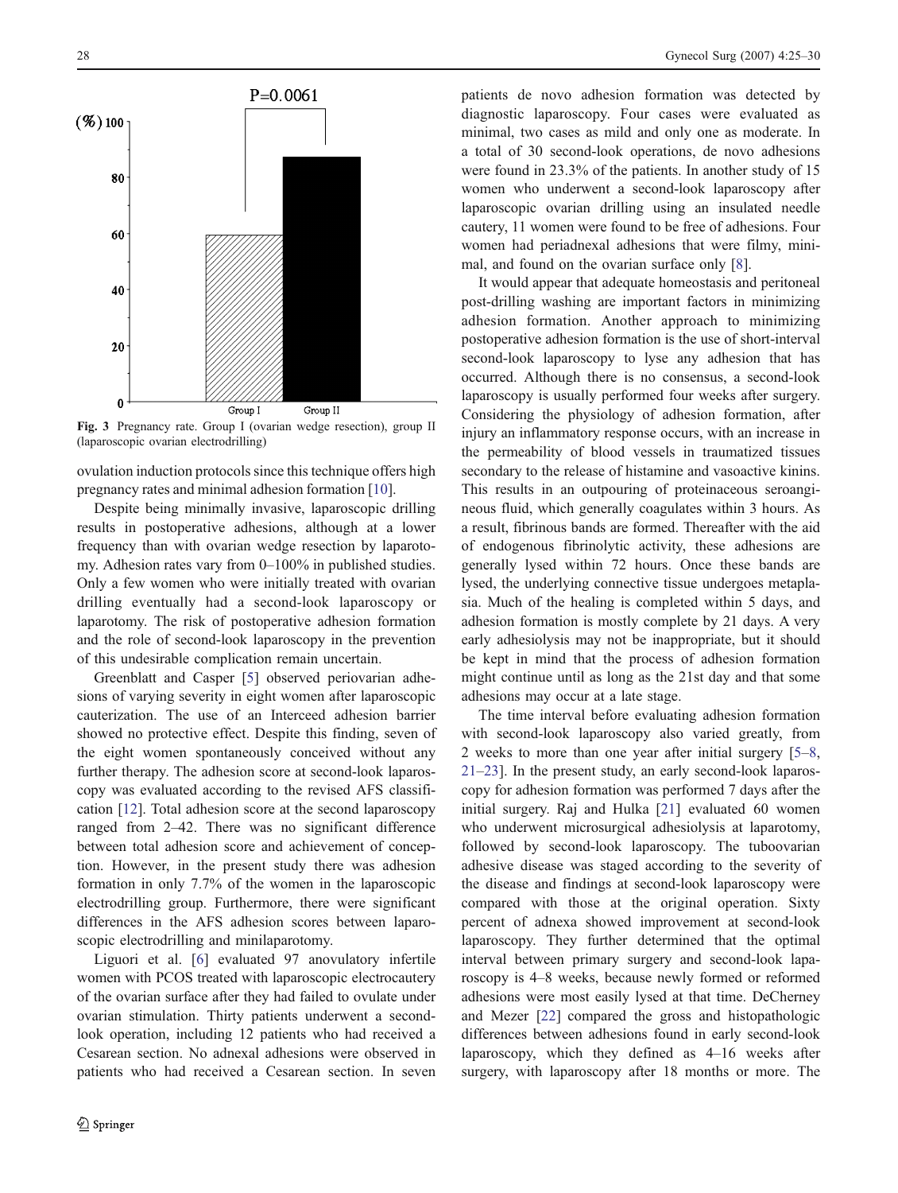Fig. 3 Pregnancy rate. Group I (ovarian wedge resection), group II (laparoscopic ovarian electrodrilling)

ovulation induction protocols since this technique offers high pregnancy rates and minimal adhesion formation [10].

Despite being minimally invasive, laparoscopic drilling results in postoperative adhesions, although at a lower frequency than with ovarian wedge resection by laparotomy. Adhesion rates vary from 0–100% in published studies. Only a few women who were initially treated with ovarian drilling eventually had a second-look laparoscopy or laparotomy. The risk of postoperative adhesion formation and the role of second-look laparoscopy in the prevention of this undesirable complication remain uncertain.

Greenblatt and Casper [5] observed periovarian adhesions of varying severity in eight women after laparoscopic cauterization. The use of an Interceed adhesion barrier showed no protective effect. Despite this finding, seven of the eight women spontaneously conceived without any further therapy. The adhesion score at second-look laparoscopy was evaluated according to the revised AFS classification [12]. Total adhesion score at the second laparoscopy ranged from 2–42. There was no significant difference between total adhesion score and achievement of conception. However, in the present study there was adhesion formation in only 7.7% of the women in the laparoscopic electrodrilling group. Furthermore, there were significant differences in the AFS adhesion scores between laparoscopic electrodrilling and minilaparotomy.

Liguori et al. [6] evaluated 97 anovulatory infertile women with PCOS treated with laparoscopic electrocautery of the ovarian surface after they had failed to ovulate under ovarian stimulation. Thirty patients underwent a second-look operation, including 12 patients who had received a Cesarean section. No adnexal adhesions were observed in patients who had received a Cesarean section. In seven patients de novo adhesion formation was detected by diagnostic laparoscopy. Four cases were evaluated as minimal, two cases as mild and only one as moderate. In a total of 30 second-look operations, de novo adhesions were found in 23.3% of the patients. In another study of 15 women who underwent a second-look laparoscopy after laparoscopic ovarian drilling using an insulated needle cautery, 11 women were found to be free of adhesions. Four women had periadnexal adhesions that were filmy, minimal, and found on the ovarian surface only [8].

It would appear that adequate homeostasis and peritoneal post-drilling washing are important factors in minimizing adhesion formation. Another approach to minimizing postoperative adhesion formation is the use of short-interval second-look laparoscopy to lyse any adhesion that has occurred. Although there is no consensus, a second-look laparoscopy is usually performed four weeks after surgery. Considering the physiology of adhesion formation, after injury an inflammatory response occurs, with an increase in the permeability of blood vessels in traumatized tissues secondary to the release of histamine and vasoactive kinins. This results in an outpouring of proteinaceous seroangineous fluid, which generally coagulates within 3 hours. As a result, fibrinous bands are formed. Thereafter with the aid of endogenous fibrinolytic activity, these adhesions are generally lysed within 72 hours. Once these bands are lysed, the underlying connective tissue undergoes metaplasia. Much of the healing is completed within 5 days, and adhesion formation is mostly complete by 21 days. A very early adhesiolysis may not be inappropriate, but it should be kept in mind that the process of adhesion formation might continue until as long as the 21st day and that some adhesions may occur at a late stage.

The time interval before evaluating adhesion formation with second-look laparoscopy also varied greatly, from 2 weeks to more than one year after initial surgery [5–8, 21–23]. In the present study, an early second-look laparoscopy for adhesion formation was performed 7 days after the initial surgery. Raj and Hulka [21] evaluated 60 women who underwent microsurgical adhesiolysis at laparotomy, followed by second-look laparoscopy. The tuboovarian adhesive disease was staged according to the severity of the disease and findings at second-look laparoscopy were compared with those at the original operation. Sixty percent of adnexa showed improvement at second-look laparoscopy. They further determined that the optimal interval between primary surgery and second-look laparoscopy is 4–8 weeks, because newly formed or reformed adhesions were most easily lysed at that time. DeCherney and Mezer [22] compared the gross and histopathologic differences between adhesions found in early second-look laparoscopy, which they defined as 4–16 weeks after surgery, with laparoscopy after 18 months or more. The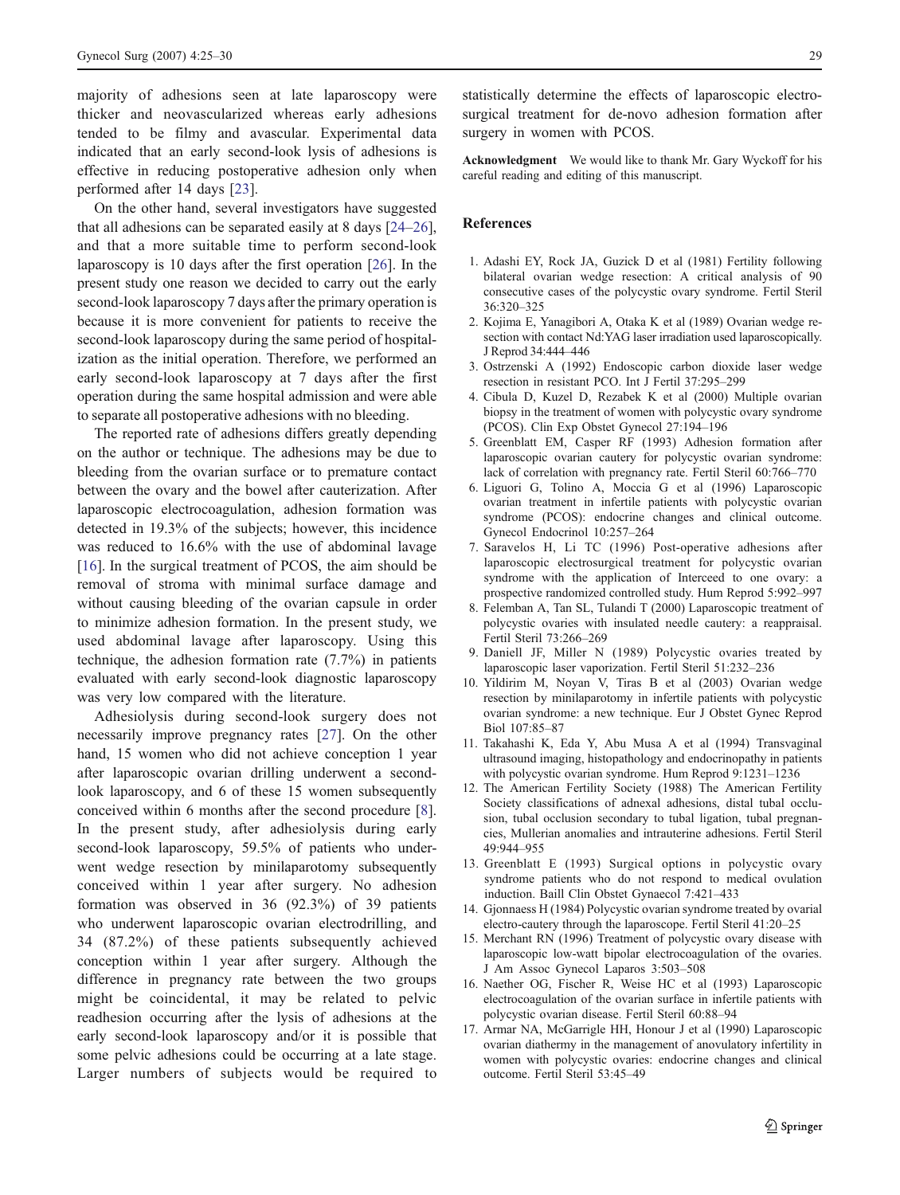majority of adhesions seen at late laparoscopy were thicker and neovascularized whereas early adhesions tended to be filmy and avascular. Experimental data indicated that an early second-look lysis of adhesions is effective in reducing postoperative adhesion only when performed after 14 days [23].

On the other hand, several investigators have suggested that all adhesions can be separated easily at 8 days [24–26], and that a more suitable time to perform second-look laparoscopy is 10 days after the first operation [26]. In the present study one reason we decided to carry out the early second-look laparoscopy 7 days after the primary operation is because it is more convenient for patients to receive the second-look laparoscopy during the same period of hospitalization as the initial operation. Therefore, we performed an early second-look laparoscopy at 7 days after the first operation during the same hospital admission and were able to separate all postoperative adhesions with no bleeding.

The reported rate of adhesions differs greatly depending on the author or technique. The adhesions may be due to bleeding from the ovarian surface or to premature contact between the ovary and the bowel after cauterization. After laparoscopic electrocoagulation, adhesion formation was detected in 19.3% of the subjects; however, this incidence was reduced to 16.6% with the use of abdominal lavage [16]. In the surgical treatment of PCOS, the aim should be removal of stroma with minimal surface damage and without causing bleeding of the ovarian capsule in order to minimize adhesion formation. In the present study, we used abdominal lavage after laparoscopy. Using this technique, the adhesion formation rate (7.7%) in patients evaluated with early second-look diagnostic laparoscopy was very low compared with the literature.

Adhesiolysis during second-look surgery does not necessarily improve pregnancy rates [27]. On the other hand, 15 women who did not achieve conception 1 year after laparoscopic ovarian drilling underwent a second-look laparoscopy, and 6 of these 15 women subsequently conceived within 6 months after the second procedure [8]. In the present study, after adhesiolysis during early second-look laparoscopy, 59.5% of patients who underwent wedge resection by minilaparotomy subsequently conceived within 1 year after surgery. No adhesion formation was observed in 36 (92.3%) of 39 patients who underwent laparoscopic ovarian electrodrilling, and 34 (87.2%) of these patients subsequently achieved conception within 1 year after surgery. Although the difference in pregnancy rate between the two groups might be coincidental, it may be related to pelvic readhesion occurring after the lysis of adhesions at the early second-look laparoscopy and/or it is possible that some pelvic adhesions could be occurring at a late stage. Larger numbers of subjects would be required to statistically determine the effects of laparoscopic electrosurgical treatment for de-novo adhesion formation after surgery in women with PCOS.

**Acknowledgment** We would like to thank Mr. Gary Wyckoff for his careful reading and editing of this manuscript.

## References

1. Adashi EY, Rock JA, Guzick D et al (1981) Fertility following bilateral ovarian wedge resection: A critical analysis of 90 consecutive cases of the polycystic ovary syndrome. Fertil Steril 36:320–325
2. Kojima E, Yanagibori A, Otaka K et al (1989) Ovarian wedge resection with contact Nd:YAG laser irradiation used laparoscopically. J Reprod 34:444–446
3. Ostrzenski A (1992) Endoscopic carbon dioxide laser wedge resection in resistant PCO. Int J Fertil 37:295–299
4. Cibula D, Kuzel D, Rezabek K et al (2000) Multiple ovarian biopsy in the treatment of women with polycystic ovary syndrome (PCOS). Clin Exp Obstet Gynecol 27:194–196
5. Greenblatt EM, Casper RF (1993) Adhesion formation after laparoscopic ovarian cautery for polycystic ovarian syndrome: lack of correlation with pregnancy rate. Fertil Steril 60:766–770
6. Liguori G, Tolino A, Moccia G et al (1996) Laparoscopic ovarian treatment in infertile patients with polycystic ovarian syndrome (PCOS): endocrine changes and clinical outcome. Gynecol Endocrinol 10:257–264
7. Saravelos H, Li TC (1996) Post-operative adhesions after laparoscopic electrosurgical treatment for polycystic ovarian syndrome with the application of Interceed to one ovary: a prospective randomized controlled study. Hum Reprod 5:992–997
8. Felemban A, Tan SL, Tulandi T (2000) Laparoscopic treatment of polycystic ovaries with insulated needle cautery: a reappraisal. Fertil Steril 73:266–269
9. Daniell JF, Miller N (1989) Polycystic ovaries treated by laparoscopic laser vaporization. Fertil Steril 51:232–236
10. Yildirim M, Noyan V, Tiras B et al (2003) Ovarian wedge resection by minilaparotomy in infertile patients with polycystic ovarian syndrome: a new technique. Eur J Obstet Gynec Reprod Biol 107:85–87
11. Takahashi K, Eda Y, Abu Musa A et al (1994) Transvaginal ultrasound imaging, histopathology and endocrinopathy in patients with polycystic ovarian syndrome. Hum Reprod 9:1231–1236
12. The American Fertility Society (1988) The American Fertility Society classifications of adnexal adhesions, distal tubal occlusion, tubal occlusion secondary to tubal ligation, tubal pregnancies, Mullerian anomalies and intrauterine adhesions. Fertil Steril 49:944–955
13. Greenblatt E (1993) Surgical options in polycystic ovary syndrome patients who do not respond to medical ovulation induction. Baill Clin Obstet Gynaecol 7:421–433
14. Gjonnaess H (1984) Polycystic ovarian syndrome treated by ovarial electro-cautery through the laparoscope. Fertil Steril 41:20–25
15. Merchant RN (1996) Treatment of polycystic ovary disease with laparoscopic low-watt bipolar electrocoagulation of the ovaries. J Am Assoc Gynecol Laparos 3:503–508
16. Naether OG, Fischer R, Weise HC et al (1993) Laparoscopic electrocoagulation of the ovarian surface in infertile patients with polycystic ovarian disease. Fertil Steril 60:88–94
17. Armar NA, McGarrigle HH, Honour J et al (1990) Laparoscopic ovarian diathermy in the management of anovulatory infertility in women with polycystic ovaries: endocrine changes and clinical outcome. Fertil Steril 53:45–49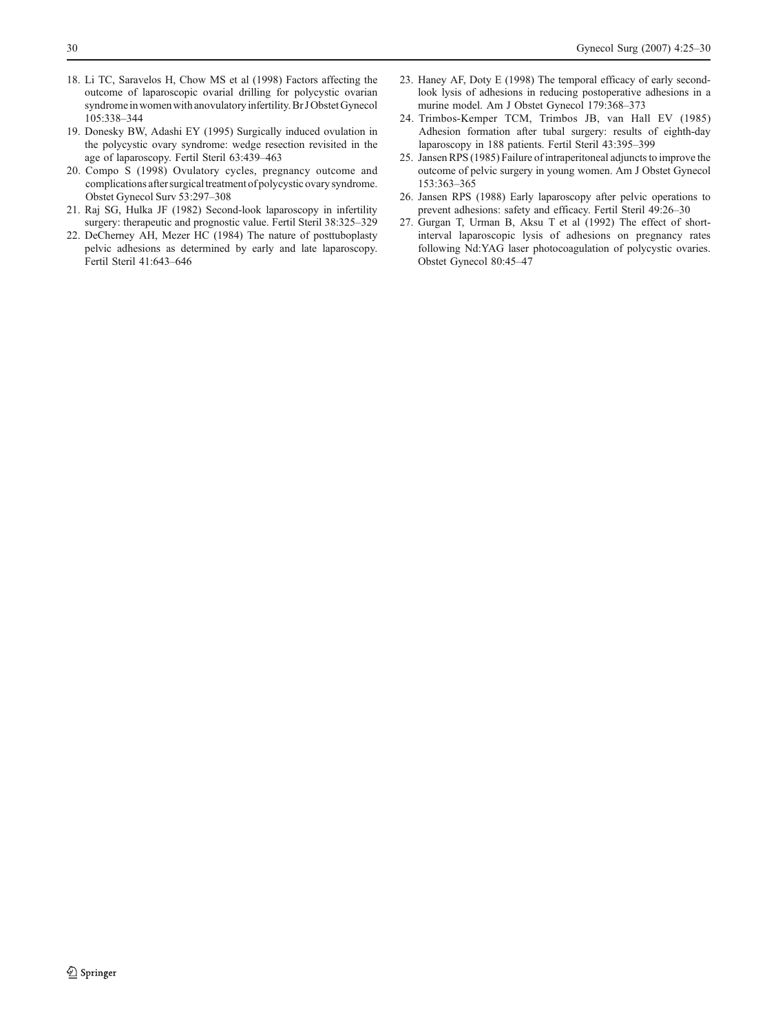18. Li TC, Saravelos H, Chow MS et al (1998) Factors affecting the outcome of laparoscopic ovarial drilling for polycystic ovarian syndrome in women with anovulatory infertility. Br J Obstet Gynecol 105:338–344
19. Donesky BW, Adashi EY (1995) Surgically induced ovulation in the polycystic ovary syndrome: wedge resection revisited in the age of laparoscopy. Fertil Steril 63:439–463
20. Compo S (1998) Ovulatory cycles, pregnancy outcome and complications after surgical treatment of polycystic ovary syndrome. Obstet Gynecol Surv 53:297–308
21. Raj SG, Hulka JF (1982) Second-look laparoscopy in infertility surgery: therapeutic and prognostic value. Fertil Steril 38:325–329
22. DeCherney AH, Mezer HC (1984) The nature of posttuboplasty pelvic adhesions as determined by early and late laparoscopy. Fertil Steril 41:643–646
23. Haney AF, Doty E (1998) The temporal efficacy of early second-look lysis of adhesions in reducing postoperative adhesions in a murine model. Am J Obstet Gynecol 179:368–373
24. Trimbos-Kemper TCM, Trimbos JB, van Hall EV (1985) Adhesion formation after tubal surgery: results of eighth-day laparoscopy in 188 patients. Fertil Steril 43:395–399
25. Jansen RPS (1985) Failure of intraperitoneal adjuncts to improve the outcome of pelvic surgery in young women. Am J Obstet Gynecol 153:363–365
26. Jansen RPS (1988) Early laparoscopy after pelvic operations to prevent adhesions: safety and efficacy. Fertil Steril 49:26–30
27. Gurgan T, Urman B, Aksu T et al (1992) The effect of short-interval laparoscopic lysis of adhesions on pregnancy rates following Nd:YAG laser photocoagulation of polycystic ovaries. Obstet Gynecol 80:45–47